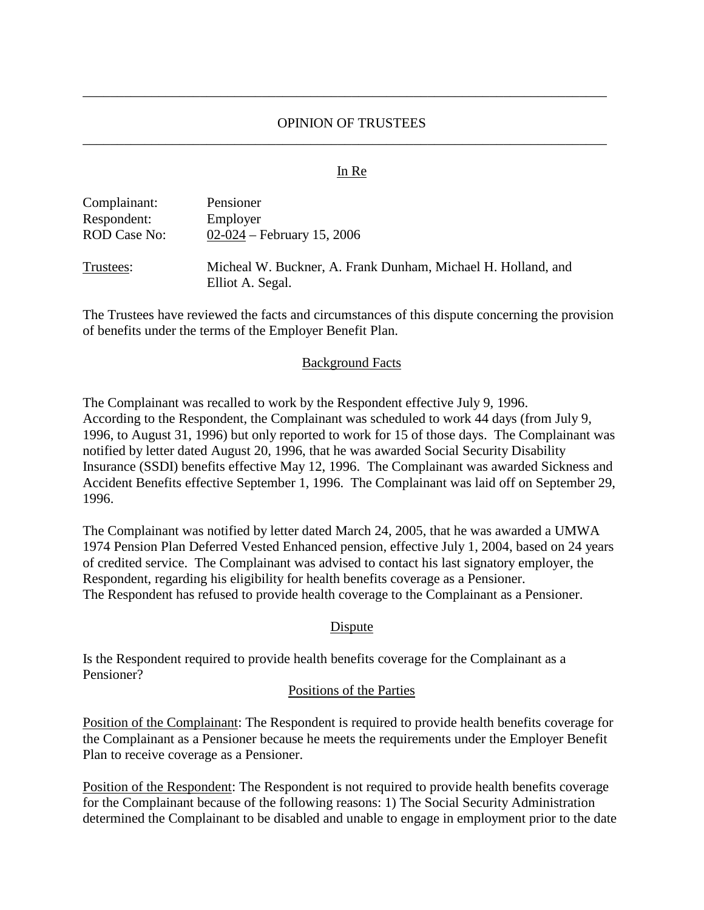# OPINION OF TRUSTEES

In Re

Complainant: Pensioner
Respondent: Employer
ROD Case No: 02-024 – February 15, 2006

Trustees: Micheal W. Buckner, A. Frank Dunham, Michael H. Holland, and Elliot A. Segal.

The Trustees have reviewed the facts and circumstances of this dispute concerning the provision of benefits under the terms of the Employer Benefit Plan.

## Background Facts

The Complainant was recalled to work by the Respondent effective July 9, 1996. According to the Respondent, the Complainant was scheduled to work 44 days (from July 9, 1996, to August 31, 1996) but only reported to work for 15 of those days. The Complainant was notified by letter dated August 20, 1996, that he was awarded Social Security Disability Insurance (SSDI) benefits effective May 12, 1996. The Complainant was awarded Sickness and Accident Benefits effective September 1, 1996. The Complainant was laid off on September 29, 1996.

The Complainant was notified by letter dated March 24, 2005, that he was awarded a UMWA 1974 Pension Plan Deferred Vested Enhanced pension, effective July 1, 2004, based on 24 years of credited service. The Complainant was advised to contact his last signatory employer, the Respondent, regarding his eligibility for health benefits coverage as a Pensioner. The Respondent has refused to provide health coverage to the Complainant as a Pensioner.

## Dispute

Is the Respondent required to provide health benefits coverage for the Complainant as a Pensioner?

## Positions of the Parties

Position of the Complainant: The Respondent is required to provide health benefits coverage for the Complainant as a Pensioner because he meets the requirements under the Employer Benefit Plan to receive coverage as a Pensioner.

Position of the Respondent: The Respondent is not required to provide health benefits coverage for the Complainant because of the following reasons: 1) The Social Security Administration determined the Complainant to be disabled and unable to engage in employment prior to the date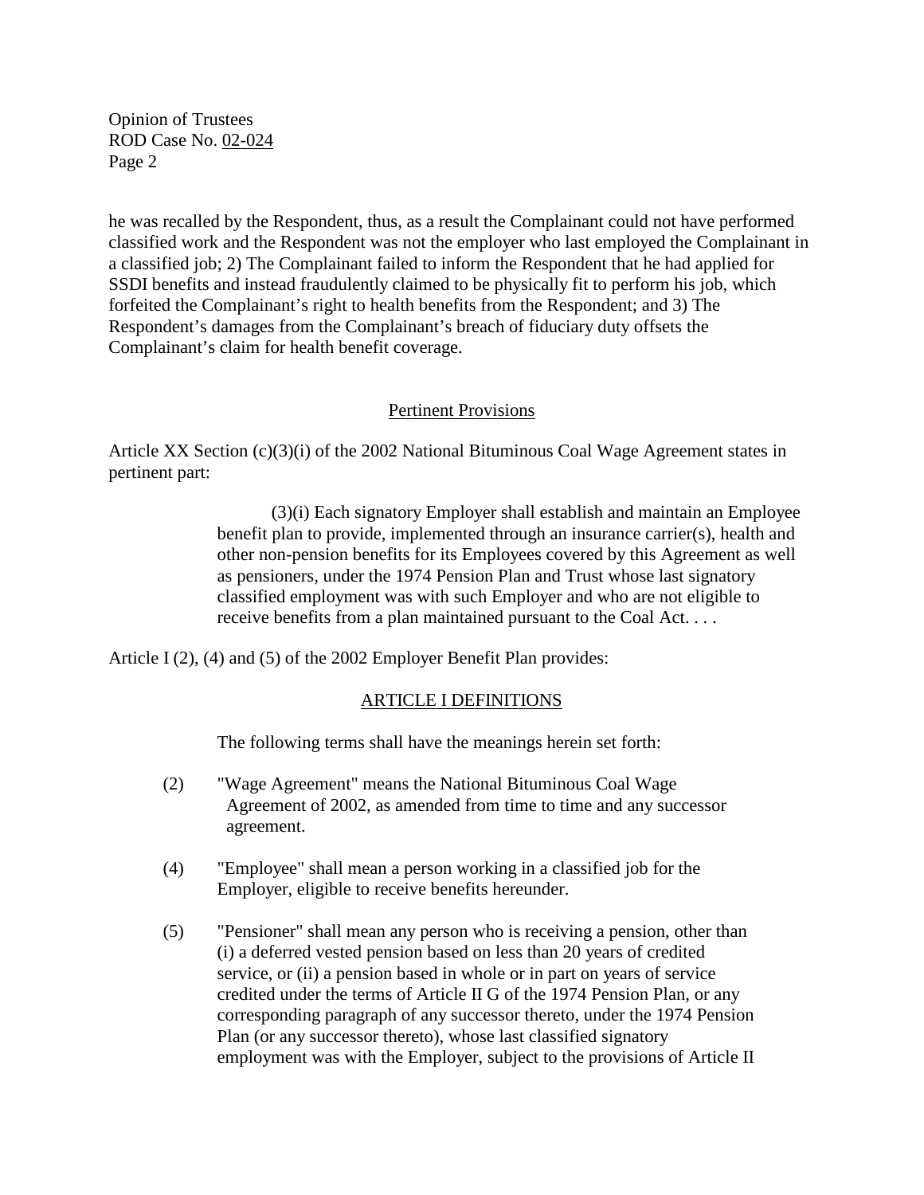he was recalled by the Respondent, thus, as a result the Complainant could not have performed classified work and the Respondent was not the employer who last employed the Complainant in a classified job; 2) The Complainant failed to inform the Respondent that he had applied for SSDI benefits and instead fraudulently claimed to be physically fit to perform his job, which forfeited the Complainant's right to health benefits from the Respondent; and 3) The Respondent's damages from the Complainant's breach of fiduciary duty offsets the Complainant's claim for health benefit coverage.

## Pertinent Provisions

Article XX Section (c)(3)(i) of the 2002 National Bituminous Coal Wage Agreement states in pertinent part:

> (3)(i) Each signatory Employer shall establish and maintain an Employee benefit plan to provide, implemented through an insurance carrier(s), health and other non-pension benefits for its Employees covered by this Agreement as well as pensioners, under the 1974 Pension Plan and Trust whose last signatory classified employment was with such Employer and who are not eligible to receive benefits from a plan maintained pursuant to the Coal Act. . . .

Article I (2), (4) and (5) of the 2002 Employer Benefit Plan provides:

### ARTICLE I DEFINITIONS

The following terms shall have the meanings herein set forth:

(2) "Wage Agreement" means the National Bituminous Coal Wage Agreement of 2002, as amended from time to time and any successor agreement.

(4) "Employee" shall mean a person working in a classified job for the Employer, eligible to receive benefits hereunder.

(5) "Pensioner" shall mean any person who is receiving a pension, other than (i) a deferred vested pension based on less than 20 years of credited service, or (ii) a pension based in whole or in part on years of service credited under the terms of Article II G of the 1974 Pension Plan, or any corresponding paragraph of any successor thereto, under the 1974 Pension Plan (or any successor thereto), whose last classified signatory employment was with the Employer, subject to the provisions of Article II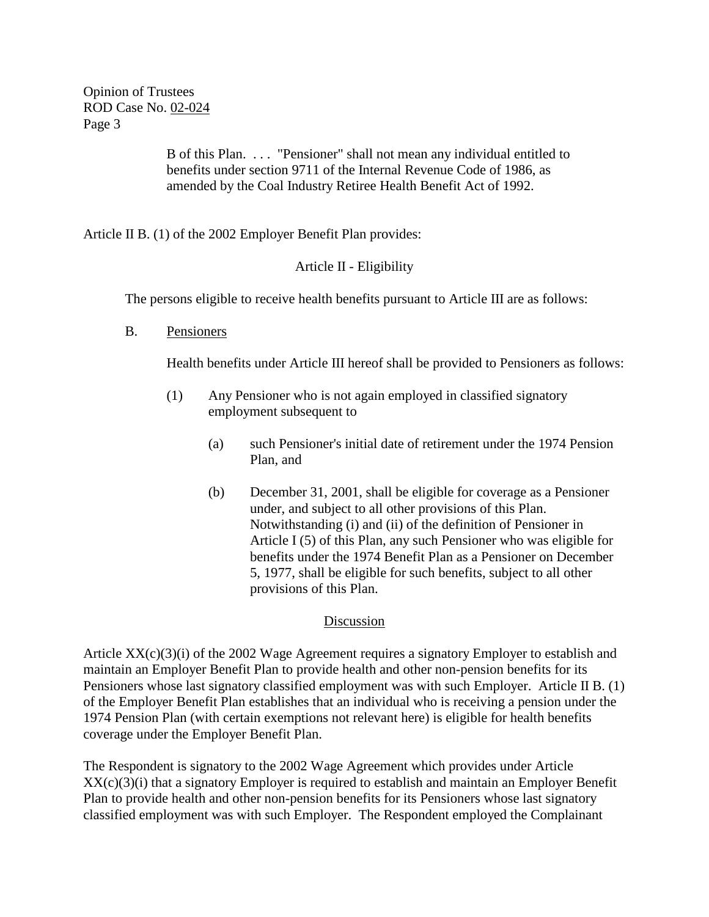> B of this Plan. . . . "Pensioner" shall not mean any individual entitled to benefits under section 9711 of the Internal Revenue Code of 1986, as amended by the Coal Industry Retiree Health Benefit Act of 1992.

Article II B. (1) of the 2002 Employer Benefit Plan provides:

> Article II - Eligibility
>
> The persons eligible to receive health benefits pursuant to Article III are as follows:
>
> B. Pensioners
>
> Health benefits under Article III hereof shall be provided to Pensioners as follows:
>
> (1) Any Pensioner who is not again employed in classified signatory employment subsequent to
>
> (a) such Pensioner's initial date of retirement under the 1974 Pension Plan, and
>
> (b) December 31, 2001, shall be eligible for coverage as a Pensioner under, and subject to all other provisions of this Plan. Notwithstanding (i) and (ii) of the definition of Pensioner in Article I (5) of this Plan, any such Pensioner who was eligible for benefits under the 1974 Benefit Plan as a Pensioner on December 5, 1977, shall be eligible for such benefits, subject to all other provisions of this Plan.

## Discussion

Article XX(c)(3)(i) of the 2002 Wage Agreement requires a signatory Employer to establish and maintain an Employer Benefit Plan to provide health and other non-pension benefits for its Pensioners whose last signatory classified employment was with such Employer. Article II B. (1) of the Employer Benefit Plan establishes that an individual who is receiving a pension under the 1974 Pension Plan (with certain exemptions not relevant here) is eligible for health benefits coverage under the Employer Benefit Plan.

The Respondent is signatory to the 2002 Wage Agreement which provides under Article XX(c)(3)(i) that a signatory Employer is required to establish and maintain an Employer Benefit Plan to provide health and other non-pension benefits for its Pensioners whose last signatory classified employment was with such Employer. The Respondent employed the Complainant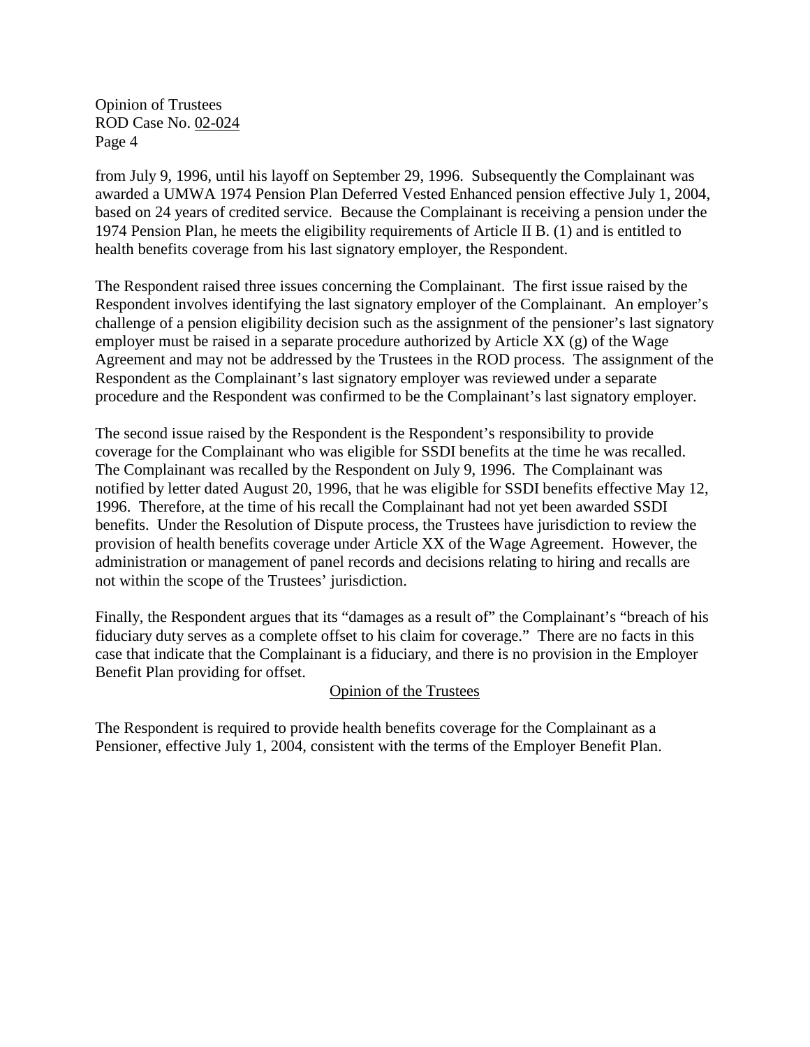from July 9, 1996, until his layoff on September 29, 1996. Subsequently the Complainant was awarded a UMWA 1974 Pension Plan Deferred Vested Enhanced pension effective July 1, 2004, based on 24 years of credited service. Because the Complainant is receiving a pension under the 1974 Pension Plan, he meets the eligibility requirements of Article II B. (1) and is entitled to health benefits coverage from his last signatory employer, the Respondent.

The Respondent raised three issues concerning the Complainant. The first issue raised by the Respondent involves identifying the last signatory employer of the Complainant. An employer's challenge of a pension eligibility decision such as the assignment of the pensioner's last signatory employer must be raised in a separate procedure authorized by Article XX (g) of the Wage Agreement and may not be addressed by the Trustees in the ROD process. The assignment of the Respondent as the Complainant's last signatory employer was reviewed under a separate procedure and the Respondent was confirmed to be the Complainant's last signatory employer.

The second issue raised by the Respondent is the Respondent's responsibility to provide coverage for the Complainant who was eligible for SSDI benefits at the time he was recalled. The Complainant was recalled by the Respondent on July 9, 1996. The Complainant was notified by letter dated August 20, 1996, that he was eligible for SSDI benefits effective May 12, 1996. Therefore, at the time of his recall the Complainant had not yet been awarded SSDI benefits. Under the Resolution of Dispute process, the Trustees have jurisdiction to review the provision of health benefits coverage under Article XX of the Wage Agreement. However, the administration or management of panel records and decisions relating to hiring and recalls are not within the scope of the Trustees' jurisdiction.

Finally, the Respondent argues that its "damages as a result of" the Complainant's "breach of his fiduciary duty serves as a complete offset to his claim for coverage." There are no facts in this case that indicate that the Complainant is a fiduciary, and there is no provision in the Employer Benefit Plan providing for offset.

## Opinion of the Trustees

The Respondent is required to provide health benefits coverage for the Complainant as a Pensioner, effective July 1, 2004, consistent with the terms of the Employer Benefit Plan.